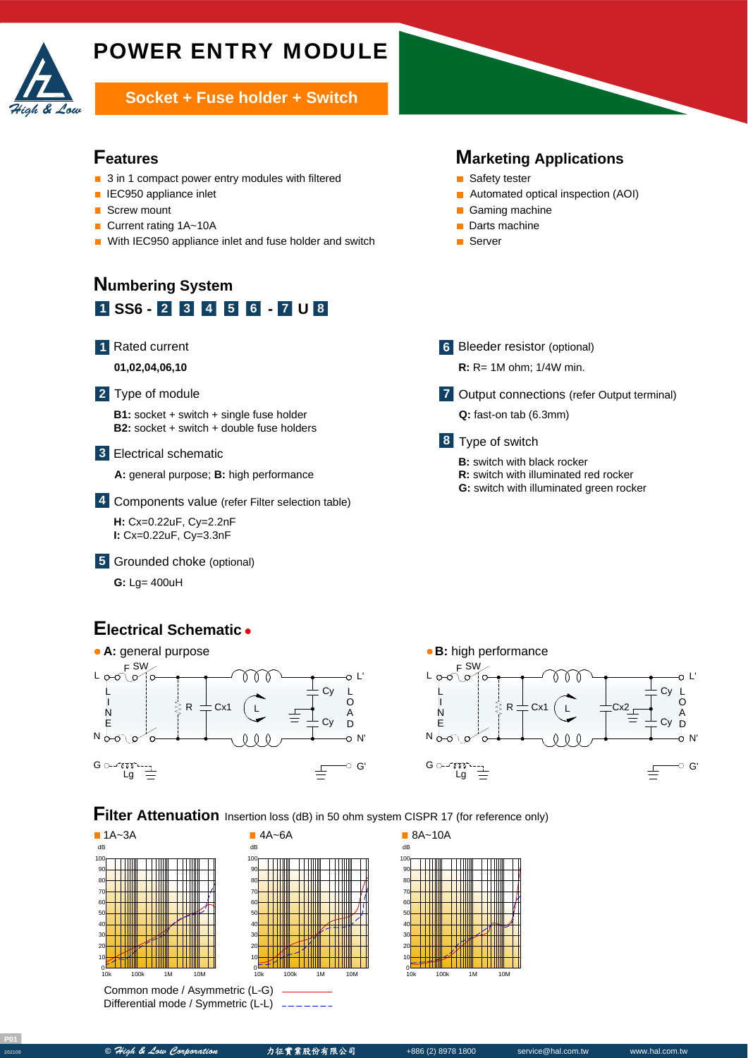# POWER ENTRY MODULE

## Socket + Fuse holder + Switch

## Features

- 3 in 1 compact power entry modules with filtered
- IEC950 appliance inlet
- Screw mount
- Current rating 1A~10A
- With IEC950 appliance inlet and fuse holder and switch

## Marketing Applications

- Safety tester
- Automated optical inspection (AOI)
- Gaming machine
- Darts machine
- Server

## Numbering System

**1 SS6 - 2 3 4 5 6 - 7 U 8**

**1** Rated current

**01,02,04,06,10**

**2** Type of module

**B1:** socket + switch + single fuse holder
**B2:** socket + switch + double fuse holders

**3** Electrical schematic

**A:** general purpose; **B:** high performance

**4** Components value (refer Filter selection table)

**H:** Cx=0.22uF, Cy=2.2nF
**I:** Cx=0.22uF, Cy=3.3nF

**5** Grounded choke (optional)

**G:** Lg= 400uH

**6** Bleeder resistor (optional)

**R:** R= 1M ohm; 1/4W min.

**7** Output connections (refer Output terminal)

**Q:** fast-on tab (6.3mm)

**8** Type of switch

**B:** switch with black rocker
**R:** switch with illuminated red rocker
**G:** switch with illuminated green rocker

## Electrical Schematic

- **A:** general purpose
- **B:** high performance

## Filter Attenuation

Insertion loss (dB) in 50 ohm system CISPR 17 (for reference only)

- 1A~3A
- 4A~6A
- 8A~10A

Common mode / Asymmetric (L-G)
Differential mode / Symmetric (L-L)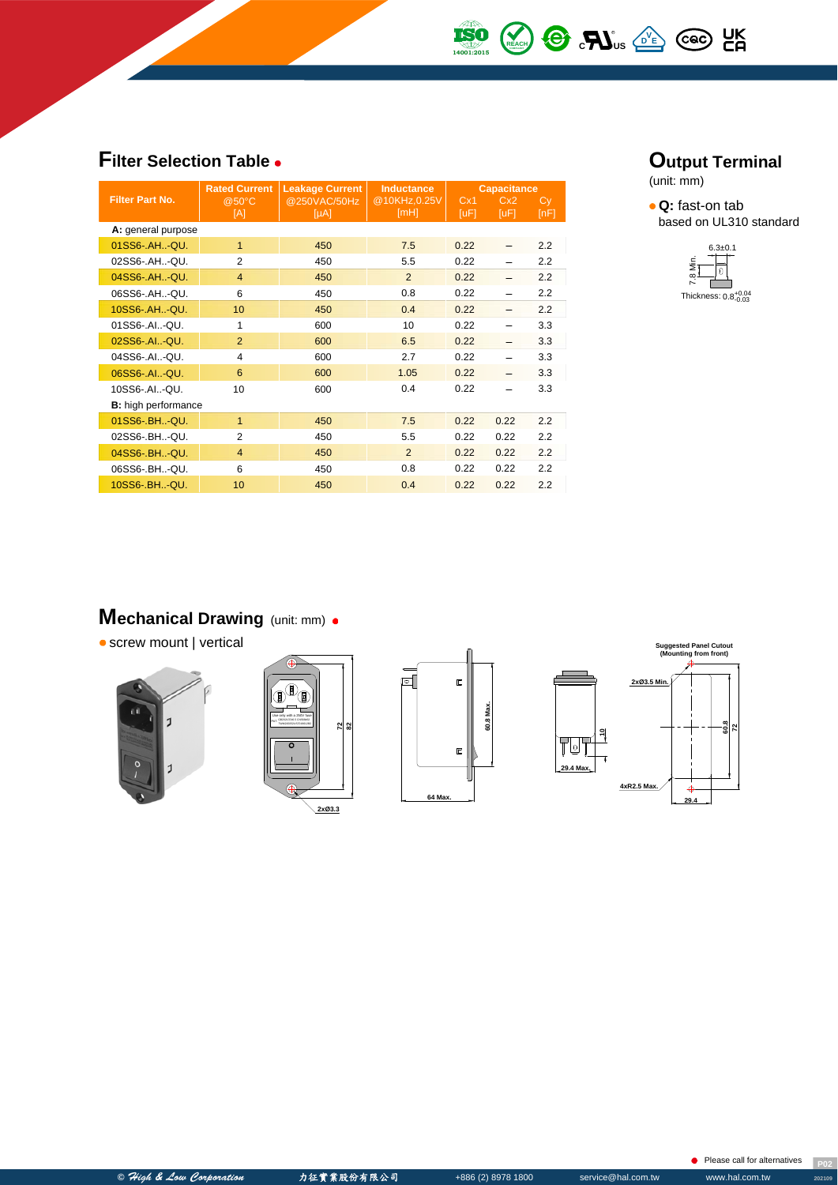## Filter Selection Table

| Filter Part No. | Rated Current @50°C [A] | Leakage Current @250VAC/50Hz [μA] | Inductance @10KHz,0.25V [mH] | Capacitance Cx1 [uF] | Cx2 [uF] | Cy [nF] |
|---|---|---|---|---|---|---|
| **A:** general purpose | | | | | | |
| 01SS6-.AH..-QU. | 1 | 450 | 7.5 | 0.22 | – | 2.2 |
| 02SS6-.AH..-QU. | 2 | 450 | 5.5 | 0.22 | – | 2.2 |
| 04SS6-.AH..-QU. | 4 | 450 | 2 | 0.22 | – | 2.2 |
| 06SS6-.AH..-QU. | 6 | 450 | 0.8 | 0.22 | – | 2.2 |
| 10SS6-.AH..-QU. | 10 | 450 | 0.4 | 0.22 | – | 2.2 |
| 01SS6-.AI..-QU. | 1 | 600 | 10 | 0.22 | – | 3.3 |
| 02SS6-.AI..-QU. | 2 | 600 | 6.5 | 0.22 | – | 3.3 |
| 04SS6-.AI..-QU. | 4 | 600 | 2.7 | 0.22 | – | 3.3 |
| 06SS6-.AI..-QU. | 6 | 600 | 1.05 | 0.22 | – | 3.3 |
| 10SS6-.AI..-QU. | 10 | 600 | 0.4 | 0.22 | – | 3.3 |
| **B:** high performance | | | | | | |
| 01SS6-.BH..-QU. | 1 | 450 | 7.5 | 0.22 | 0.22 | 2.2 |
| 02SS6-.BH..-QU. | 2 | 450 | 5.5 | 0.22 | 0.22 | 2.2 |
| 04SS6-.BH..-QU. | 4 | 450 | 2 | 0.22 | 0.22 | 2.2 |
| 06SS6-.BH..-QU. | 6 | 450 | 0.8 | 0.22 | 0.22 | 2.2 |
| 10SS6-.BH..-QU. | 10 | 450 | 0.4 | 0.22 | 0.22 | 2.2 |

## Output Terminal

(unit: mm)

- **Q:** fast-on tab based on UL310 standard

6.3±0.1

7.8 Min.

Thickness: $0.8^{+0.04}_{-0.03}$

## Mechanical Drawing (unit: mm)

- screw mount | vertical

72

82

2xØ3.3

60.8 Max.

64 Max.

10

29.4 Max.

Suggested Panel Cutout (Mounting from front)

2xØ3.5 Min.

60.8

72

4xR2.5 Max.

29.4

Please call for alternatives

© High & Low Corporation 力征實業股份有限公司 +886 (2) 8978 1800 service@hal.com.tw www.hal.com.tw